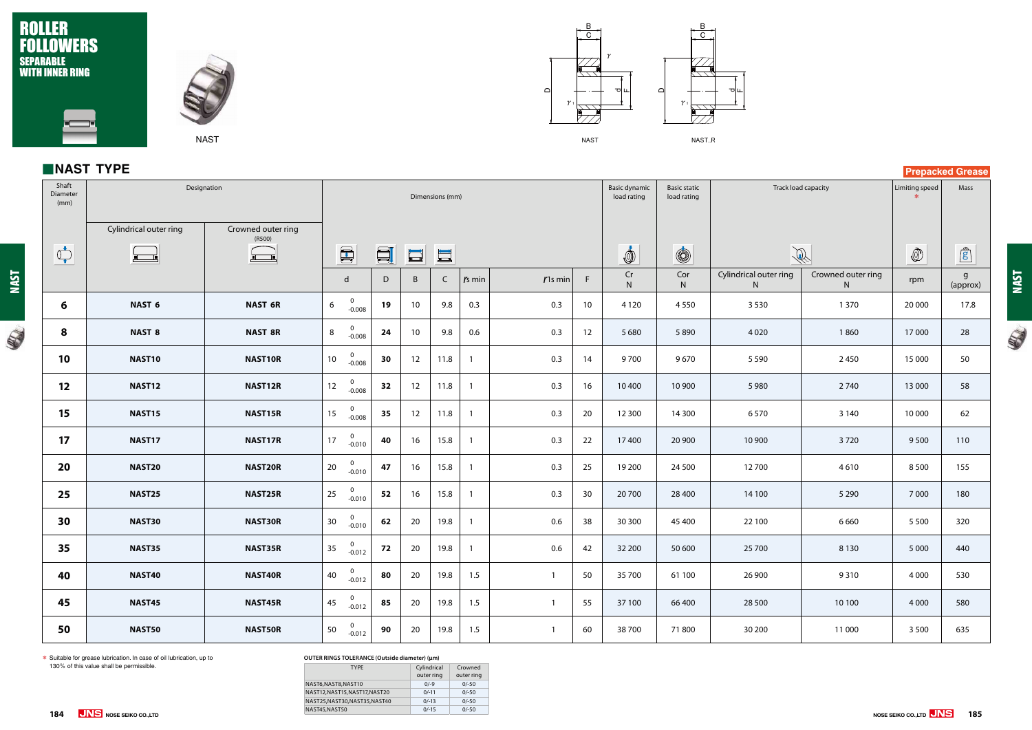# ROLLER FOLLOWERS
## SEPARABLE WITH INNER RING

NAST

NAST　　NAST..R

## NAST TYPE

Prepacked Grease

| Shaft Diameter (mm) | Designation | | Dimensions (mm) | | | | | | | Basic dynamic load rating | Basic static load rating | Track load capacity | | Limiting speed * | Mass |
|---|---|---|---|---|---|---|---|---|---|---|---|---|---|---|---|
| | Cylindrical outer ring | Crowned outer ring (R500) | d | D | B | C | $r_s$ min | $r_{1s}$ min | F | Cr N | Cor N | Cylindrical outer ring N | Crowned outer ring N | rpm | g (approx) |
| **6** | **NAST 6** | **NAST 6R** | 6 $^{0}_{-0.008}$ | **19** | 10 | 9.8 | 0.3 | 0.3 | 10 | 4 120 | 4 550 | 3 530 | 1 370 | 20 000 | 17.8 |
| **8** | **NAST 8** | **NAST 8R** | 8 $^{0}_{-0.008}$ | **24** | 10 | 9.8 | 0.6 | 0.3 | 12 | 5 680 | 5 890 | 4 020 | 1 860 | 17 000 | 28 |
| **10** | **NAST10** | **NAST10R** | 10 $^{0}_{-0.008}$ | **30** | 12 | 11.8 | 1 | 0.3 | 14 | 9 700 | 9 670 | 5 590 | 2 450 | 15 000 | 50 |
| **12** | **NAST12** | **NAST12R** | 12 $^{0}_{-0.008}$ | **32** | 12 | 11.8 | 1 | 0.3 | 16 | 10 400 | 10 900 | 5 980 | 2 740 | 13 000 | 58 |
| **15** | **NAST15** | **NAST15R** | 15 $^{0}_{-0.008}$ | **35** | 12 | 11.8 | 1 | 0.3 | 20 | 12 300 | 14 300 | 6 570 | 3 140 | 10 000 | 62 |
| **17** | **NAST17** | **NAST17R** | 17 $^{0}_{-0.010}$ | **40** | 16 | 15.8 | 1 | 0.3 | 22 | 17 400 | 20 900 | 10 900 | 3 720 | 9 500 | 110 |
| **20** | **NAST20** | **NAST20R** | 20 $^{0}_{-0.010}$ | **47** | 16 | 15.8 | 1 | 0.3 | 25 | 19 200 | 24 500 | 12 700 | 4 610 | 8 500 | 155 |
| **25** | **NAST25** | **NAST25R** | 25 $^{0}_{-0.010}$ | **52** | 16 | 15.8 | 1 | 0.3 | 30 | 20 700 | 28 400 | 14 100 | 5 290 | 7 000 | 180 |
| **30** | **NAST30** | **NAST30R** | 30 $^{0}_{-0.010}$ | **62** | 20 | 19.8 | 1 | 0.6 | 38 | 30 300 | 45 400 | 22 100 | 6 660 | 5 500 | 320 |
| **35** | **NAST35** | **NAST35R** | 35 $^{0}_{-0.012}$ | **72** | 20 | 19.8 | 1 | 0.6 | 42 | 32 200 | 50 600 | 25 700 | 8 130 | 5 000 | 440 |
| **40** | **NAST40** | **NAST40R** | 40 $^{0}_{-0.012}$ | **80** | 20 | 19.8 | 1.5 | 1 | 50 | 35 700 | 61 100 | 26 900 | 9 310 | 4 000 | 530 |
| **45** | **NAST45** | **NAST45R** | 45 $^{0}_{-0.012}$ | **85** | 20 | 19.8 | 1.5 | 1 | 55 | 37 100 | 66 400 | 28 500 | 10 100 | 4 000 | 580 |
| **50** | **NAST50** | **NAST50R** | 50 $^{0}_{-0.012}$ | **90** | 20 | 19.8 | 1.5 | 1 | 60 | 38 700 | 71 800 | 30 200 | 11 000 | 3 500 | 635 |

* Suitable for grease lubrication. In case of oil lubrication, up to 130% of this value shall be permissible.

**OUTER RINGS TOLERANCE (Outside diameter) (μm)**

| TYPE | Cylindrical outer ring | Crowned outer ring |
|---|---|---|
| NAST6,NAST8,NAST10 | 0/-9 | 0/-50 |
| NAST12,NAST15,NAST17,NAST20 | 0/-11 | 0/-50 |
| NAST25,NAST30,NAST35,NAST40 | 0/-13 | 0/-50 |
| NAST45,NAST50 | 0/-15 | 0/-50 |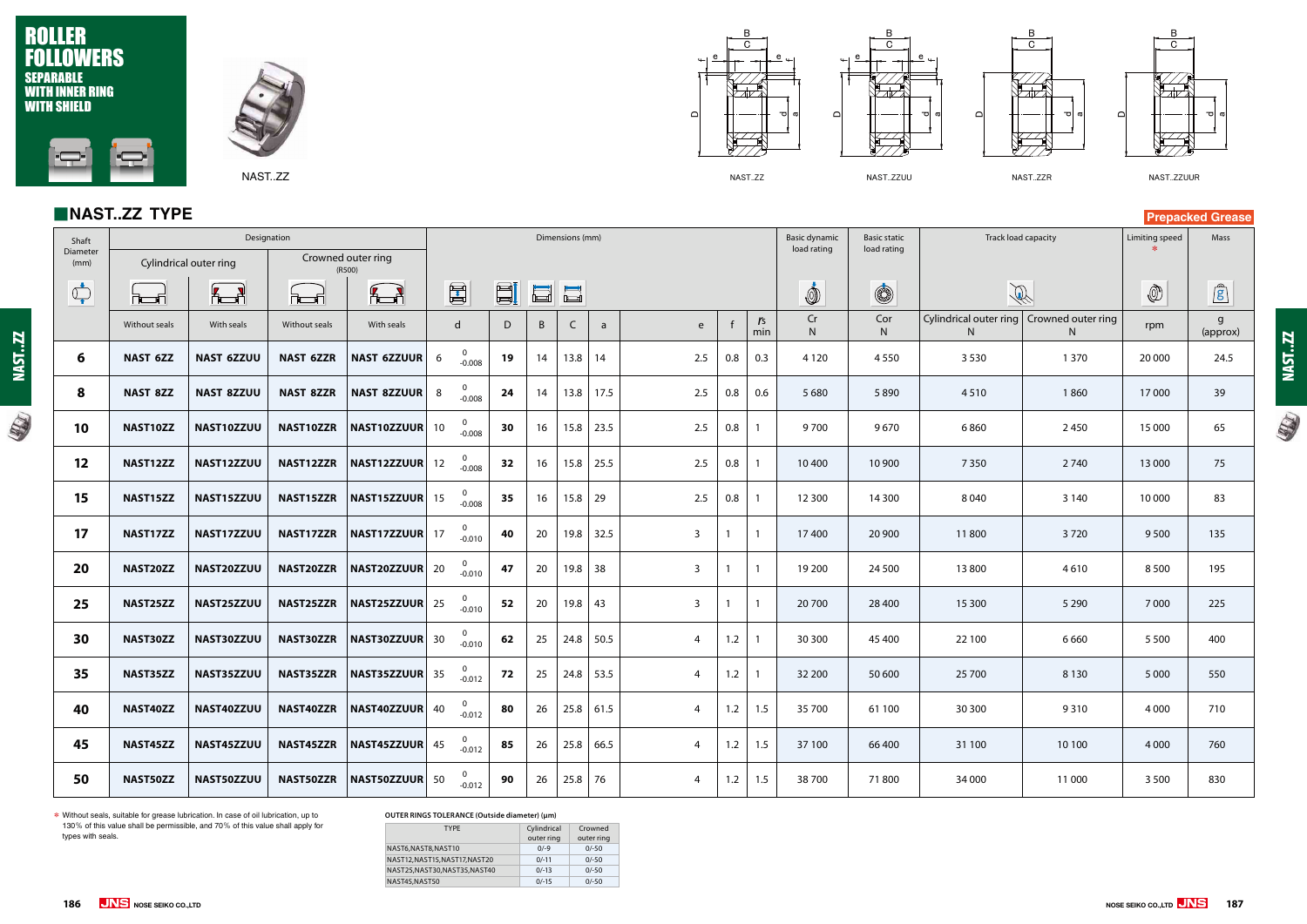# ROLLER FOLLOWERS

**SEPARABLE WITH INNER RING WITH SHIELD**

NAST..ZZ

NAST..ZZ　NAST..ZZUU　NAST..ZZR　NAST..ZZUUR

## NAST..ZZ TYPE

**Prepacked Grease**

| Shaft Diameter (mm) | Designation | | | | Dimensions (mm) | | | | | | | | Basic dynamic load rating | Basic static load rating | Track load capacity | | Limiting speed * | Mass |
|---|---|---|---|---|---|---|---|---|---|---|---|---|---|---|---|---|---|---|
| | Cylindrical outer ring | | Crowned outer ring (R500) | | | | | | | | | | | | | | | |
| | Without seals | With seals | Without seals | With seals | d | D | B | C | a | e | f | rs min | Cr N | Cor N | Cylindrical outer ring N | Crowned outer ring N | rpm | g (approx) |
| 6 | NAST 6ZZ | NAST 6ZZUU | NAST 6ZZR | NAST 6ZZUUR | 6 0/-0.008 | 19 | 14 | 13.8 | 14 | 2.5 | 0.8 | 0.3 | 4 120 | 4 550 | 3 530 | 1 370 | 20 000 | 24.5 |
| 8 | NAST 8ZZ | NAST 8ZZUU | NAST 8ZZR | NAST 8ZZUUR | 8 0/-0.008 | 24 | 14 | 13.8 | 17.5 | 2.5 | 0.8 | 0.6 | 5 680 | 5 890 | 4 510 | 1 860 | 17 000 | 39 |
| 10 | NAST10ZZ | NAST10ZZUU | NAST10ZZR | NAST10ZZUUR | 10 0/-0.008 | 30 | 16 | 15.8 | 23.5 | 2.5 | 0.8 | 1 | 9 700 | 9 670 | 6 860 | 2 450 | 15 000 | 65 |
| 12 | NAST12ZZ | NAST12ZZUU | NAST12ZZR | NAST12ZZUUR | 12 0/-0.008 | 32 | 16 | 15.8 | 25.5 | 2.5 | 0.8 | 1 | 10 400 | 10 900 | 7 350 | 2 740 | 13 000 | 75 |
| 15 | NAST15ZZ | NAST15ZZUU | NAST15ZZR | NAST15ZZUUR | 15 0/-0.008 | 35 | 16 | 15.8 | 29 | 2.5 | 0.8 | 1 | 12 300 | 14 300 | 8 040 | 3 140 | 10 000 | 83 |
| 17 | NAST17ZZ | NAST17ZZUU | NAST17ZZR | NAST17ZZUUR | 17 0/-0.010 | 40 | 20 | 19.8 | 32.5 | 3 | 1 | 1 | 17 400 | 20 900 | 11 800 | 3 720 | 9 500 | 135 |
| 20 | NAST20ZZ | NAST20ZZUU | NAST20ZZR | NAST20ZZUUR | 20 0/-0.010 | 47 | 20 | 19.8 | 38 | 3 | 1 | 1 | 19 200 | 24 500 | 13 800 | 4 610 | 8 500 | 195 |
| 25 | NAST25ZZ | NAST25ZZUU | NAST25ZZR | NAST25ZZUUR | 25 0/-0.010 | 52 | 20 | 19.8 | 43 | 3 | 1 | 1 | 20 700 | 28 400 | 15 300 | 5 290 | 7 000 | 225 |
| 30 | NAST30ZZ | NAST30ZZUU | NAST30ZZR | NAST30ZZUUR | 30 0/-0.010 | 62 | 25 | 24.8 | 50.5 | 4 | 1.2 | 1 | 30 300 | 45 400 | 22 100 | 6 660 | 5 500 | 400 |
| 35 | NAST35ZZ | NAST35ZZUU | NAST35ZZR | NAST35ZZUUR | 35 0/-0.012 | 72 | 25 | 24.8 | 53.5 | 4 | 1.2 | 1 | 32 200 | 50 600 | 25 700 | 8 130 | 5 000 | 550 |
| 40 | NAST40ZZ | NAST40ZZUU | NAST40ZZR | NAST40ZZUUR | 40 0/-0.012 | 80 | 26 | 25.8 | 61.5 | 4 | 1.2 | 1.5 | 35 700 | 61 100 | 30 300 | 9 310 | 4 000 | 710 |
| 45 | NAST45ZZ | NAST45ZZUU | NAST45ZZR | NAST45ZZUUR | 45 0/-0.012 | 85 | 26 | 25.8 | 66.5 | 4 | 1.2 | 1.5 | 37 100 | 66 400 | 31 100 | 10 100 | 4 000 | 760 |
| 50 | NAST50ZZ | NAST50ZZUU | NAST50ZZR | NAST50ZZUUR | 50 0/-0.012 | 90 | 26 | 25.8 | 76 | 4 | 1.2 | 1.5 | 38 700 | 71 800 | 34 000 | 11 000 | 3 500 | 830 |

\* Without seals, suitable for grease lubrication. In case of oil lubrication, up to 130% of this value shall be permissible, and 70% of this value shall apply for types with seals.

**OUTER RINGS TOLERANCE (Outside diameter) (μm)**

| TYPE | Cylindrical outer ring | Crowned outer ring |
|---|---|---|
| NAST6,NAST8,NAST10 | 0/-9 | 0/-50 |
| NAST12,NAST15,NAST17,NAST20 | 0/-11 | 0/-50 |
| NAST25,NAST30,NAST35,NAST40 | 0/-13 | 0/-50 |
| NAST45,NAST50 | 0/-15 | 0/-50 |